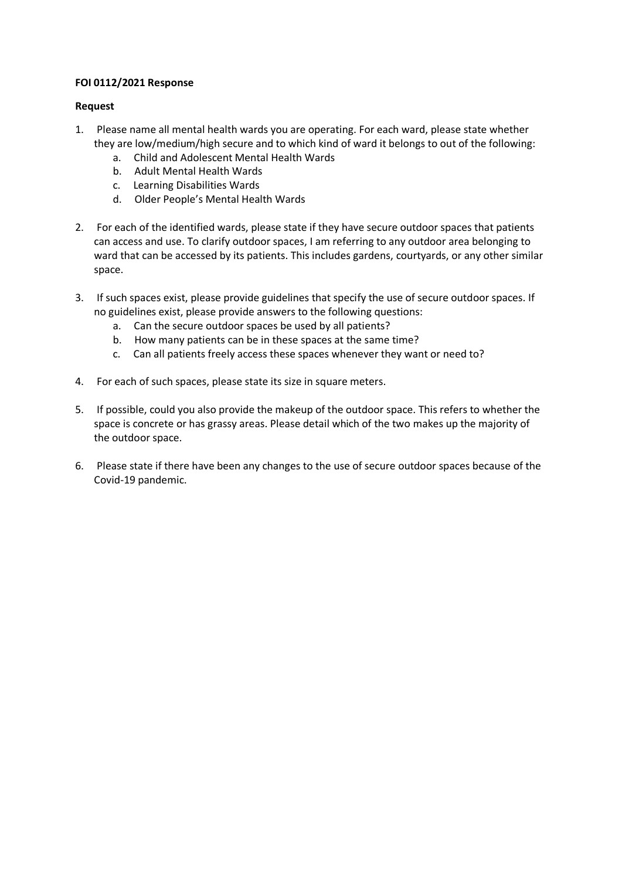**FOI 0112/2021 Response**

**Request**

1. Please name all mental health wards you are operating. For each ward, please state whether they are low/medium/high secure and to which kind of ward it belongs to out of the following:
   a. Child and Adolescent Mental Health Wards
   b. Adult Mental Health Wards
   c. Learning Disabilities Wards
   d. Older People's Mental Health Wards

2. For each of the identified wards, please state if they have secure outdoor spaces that patients can access and use. To clarify outdoor spaces, I am referring to any outdoor area belonging to ward that can be accessed by its patients. This includes gardens, courtyards, or any other similar space.

3. If such spaces exist, please provide guidelines that specify the use of secure outdoor spaces. If no guidelines exist, please provide answers to the following questions:
   a. Can the secure outdoor spaces be used by all patients?
   b. How many patients can be in these spaces at the same time?
   c. Can all patients freely access these spaces whenever they want or need to?

4. For each of such spaces, please state its size in square meters.

5. If possible, could you also provide the makeup of the outdoor space. This refers to whether the space is concrete or has grassy areas. Please detail which of the two makes up the majority of the outdoor space.

6. Please state if there have been any changes to the use of secure outdoor spaces because of the Covid-19 pandemic.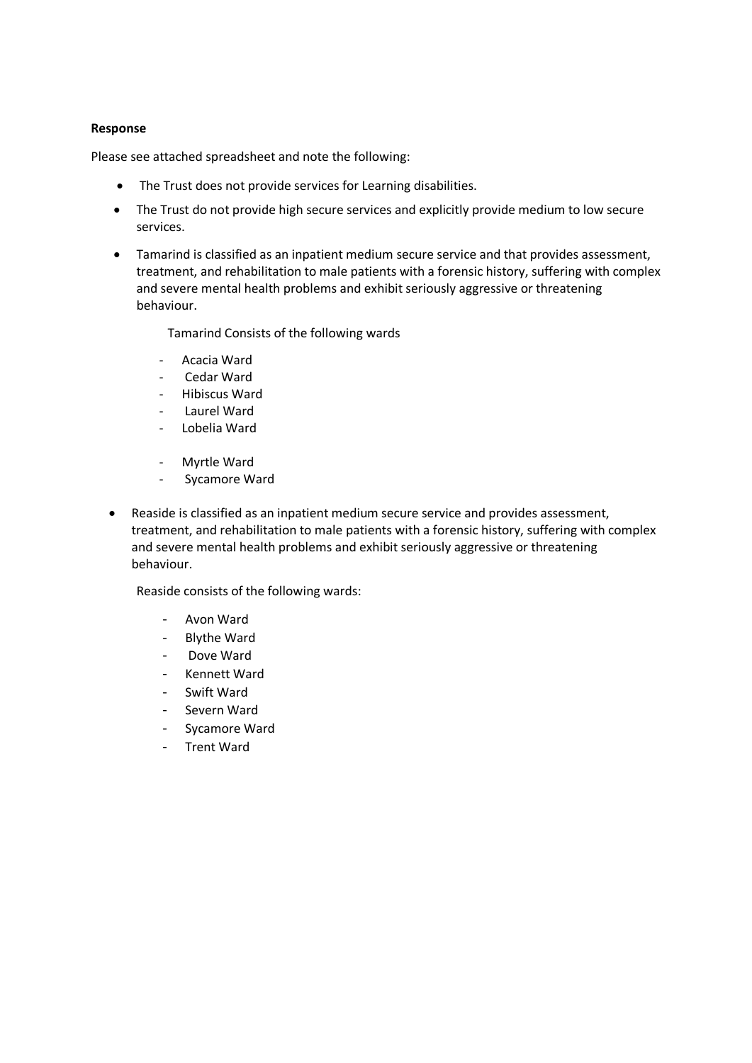**Response**

Please see attached spreadsheet and note the following:

- The Trust does not provide services for Learning disabilities.
- The Trust do not provide high secure services and explicitly provide medium to low secure services.
- Tamarind is classified as an inpatient medium secure service and that provides assessment, treatment, and rehabilitation to male patients with a forensic history, suffering with complex and severe mental health problems and exhibit seriously aggressive or threatening behaviour.

  Tamarind Consists of the following wards

  - Acacia Ward
  - Cedar Ward
  - Hibiscus Ward
  - Laurel Ward
  - Lobelia Ward
  - Myrtle Ward
  - Sycamore Ward

- Reaside is classified as an inpatient medium secure service and provides assessment, treatment, and rehabilitation to male patients with a forensic history, suffering with complex and severe mental health problems and exhibit seriously aggressive or threatening behaviour.

  Reaside consists of the following wards:

  - Avon Ward
  - Blythe Ward
  - Dove Ward
  - Kennett Ward
  - Swift Ward
  - Severn Ward
  - Sycamore Ward
  - Trent Ward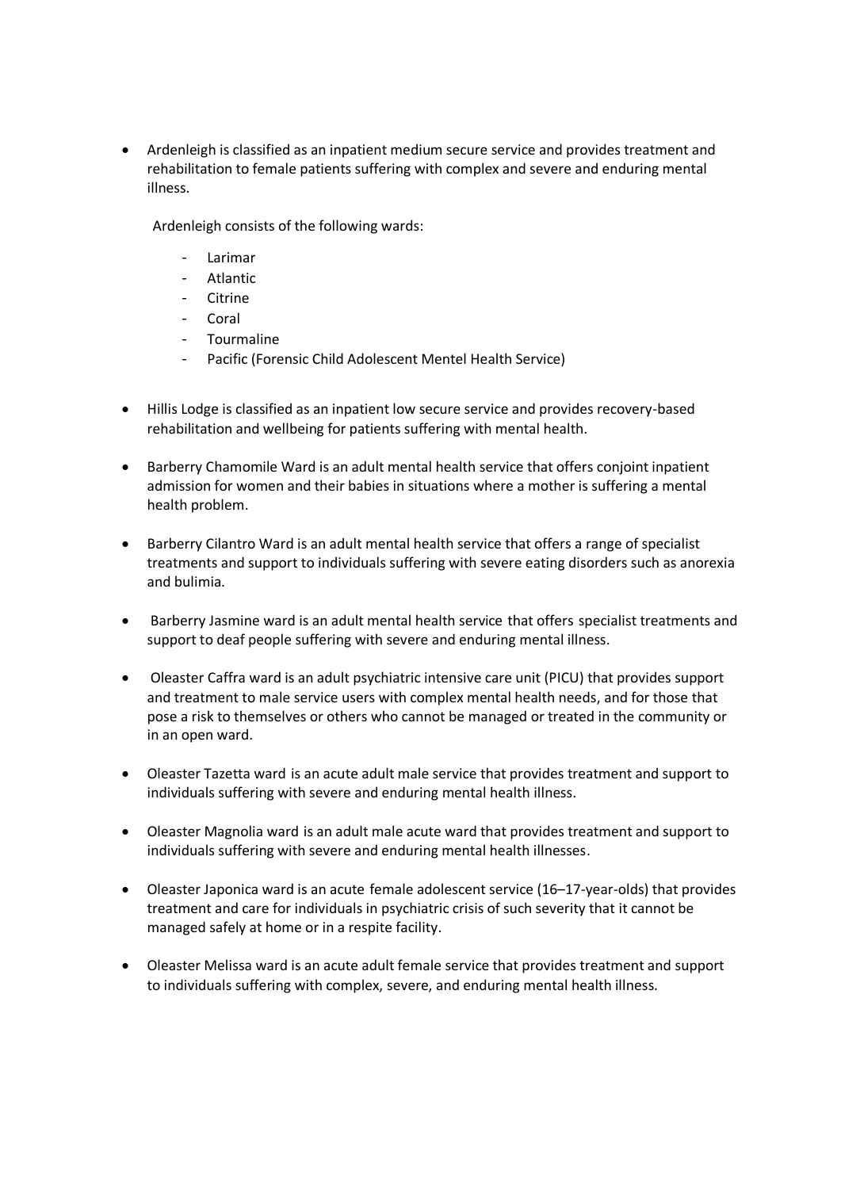- Ardenleigh is classified as an inpatient medium secure service and provides treatment and rehabilitation to female patients suffering with complex and severe and enduring mental illness.

  Ardenleigh consists of the following wards:

  - Larimar
  - Atlantic
  - Citrine
  - Coral
  - Tourmaline
  - Pacific (Forensic Child Adolescent Mentel Health Service)

- Hillis Lodge is classified as an inpatient low secure service and provides recovery-based rehabilitation and wellbeing for patients suffering with mental health.

- Barberry Chamomile Ward is an adult mental health service that offers conjoint inpatient admission for women and their babies in situations where a mother is suffering a mental health problem.

- Barberry Cilantro Ward is an adult mental health service that offers a range of specialist treatments and support to individuals suffering with severe eating disorders such as anorexia and bulimia.

- Barberry Jasmine ward is an adult mental health service that offers specialist treatments and support to deaf people suffering with severe and enduring mental illness.

- Oleaster Caffra ward is an adult psychiatric intensive care unit (PICU) that provides support and treatment to male service users with complex mental health needs, and for those that pose a risk to themselves or others who cannot be managed or treated in the community or in an open ward.

- Oleaster Tazetta ward is an acute adult male service that provides treatment and support to individuals suffering with severe and enduring mental health illness.

- Oleaster Magnolia ward is an adult male acute ward that provides treatment and support to individuals suffering with severe and enduring mental health illnesses.

- Oleaster Japonica ward is an acute female adolescent service (16–17-year-olds) that provides treatment and care for individuals in psychiatric crisis of such severity that it cannot be managed safely at home or in a respite facility.

- Oleaster Melissa ward is an acute adult female service that provides treatment and support to individuals suffering with complex, severe, and enduring mental health illness.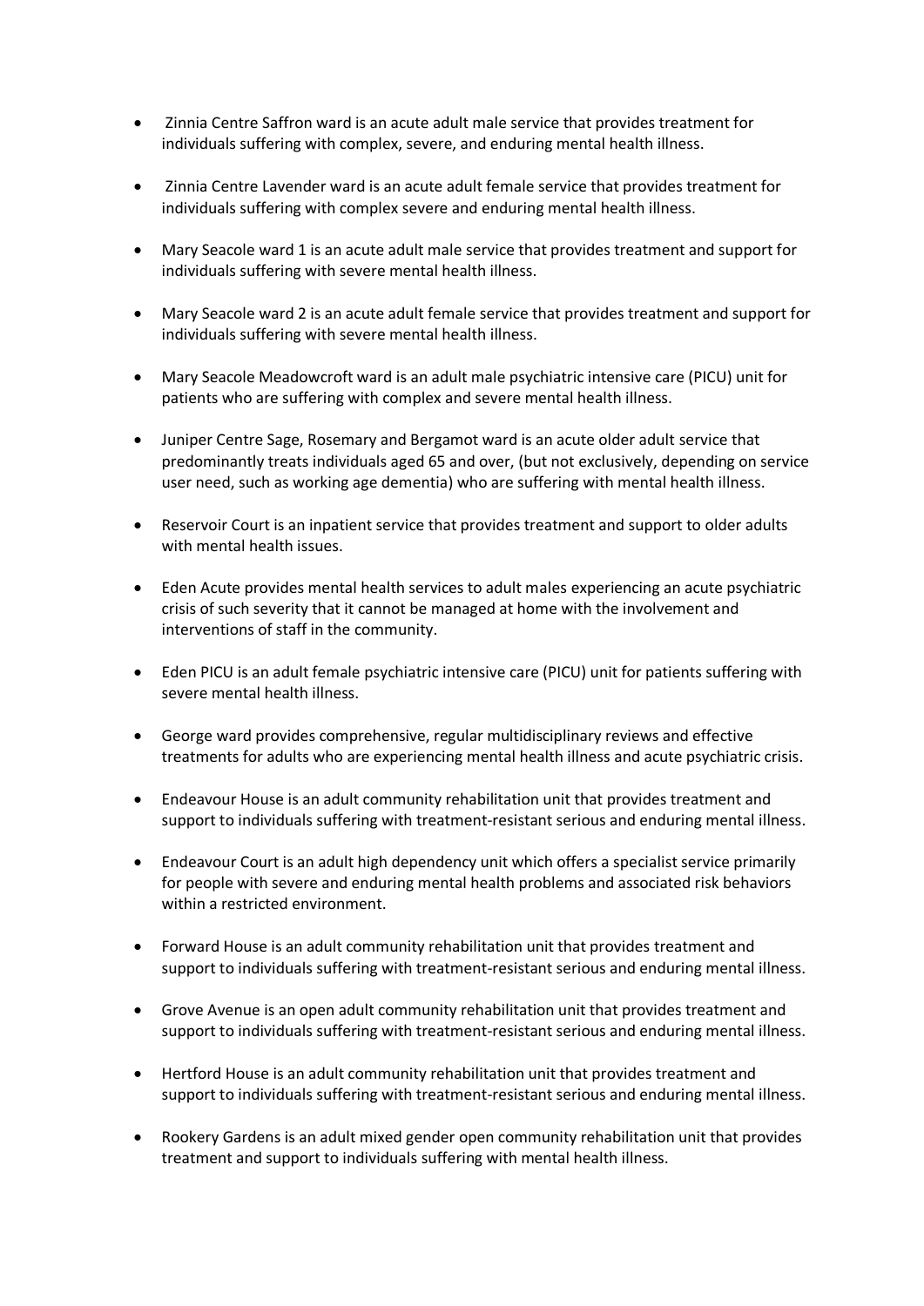- Zinnia Centre Saffron ward is an acute adult male service that provides treatment for individuals suffering with complex, severe, and enduring mental health illness.

- Zinnia Centre Lavender ward is an acute adult female service that provides treatment for individuals suffering with complex severe and enduring mental health illness.

- Mary Seacole ward 1 is an acute adult male service that provides treatment and support for individuals suffering with severe mental health illness.

- Mary Seacole ward 2 is an acute adult female service that provides treatment and support for individuals suffering with severe mental health illness.

- Mary Seacole Meadowcroft ward is an adult male psychiatric intensive care (PICU) unit for patients who are suffering with complex and severe mental health illness.

- Juniper Centre Sage, Rosemary and Bergamot ward is an acute older adult service that predominantly treats individuals aged 65 and over, (but not exclusively, depending on service user need, such as working age dementia) who are suffering with mental health illness.

- Reservoir Court is an inpatient service that provides treatment and support to older adults with mental health issues.

- Eden Acute provides mental health services to adult males experiencing an acute psychiatric crisis of such severity that it cannot be managed at home with the involvement and interventions of staff in the community.

- Eden PICU is an adult female psychiatric intensive care (PICU) unit for patients suffering with severe mental health illness.

- George ward provides comprehensive, regular multidisciplinary reviews and effective treatments for adults who are experiencing mental health illness and acute psychiatric crisis.

- Endeavour House is an adult community rehabilitation unit that provides treatment and support to individuals suffering with treatment-resistant serious and enduring mental illness.

- Endeavour Court is an adult high dependency unit which offers a specialist service primarily for people with severe and enduring mental health problems and associated risk behaviors within a restricted environment.

- Forward House is an adult community rehabilitation unit that provides treatment and support to individuals suffering with treatment-resistant serious and enduring mental illness.

- Grove Avenue is an open adult community rehabilitation unit that provides treatment and support to individuals suffering with treatment-resistant serious and enduring mental illness.

- Hertford House is an adult community rehabilitation unit that provides treatment and support to individuals suffering with treatment-resistant serious and enduring mental illness.

- Rookery Gardens is an adult mixed gender open community rehabilitation unit that provides treatment and support to individuals suffering with mental health illness.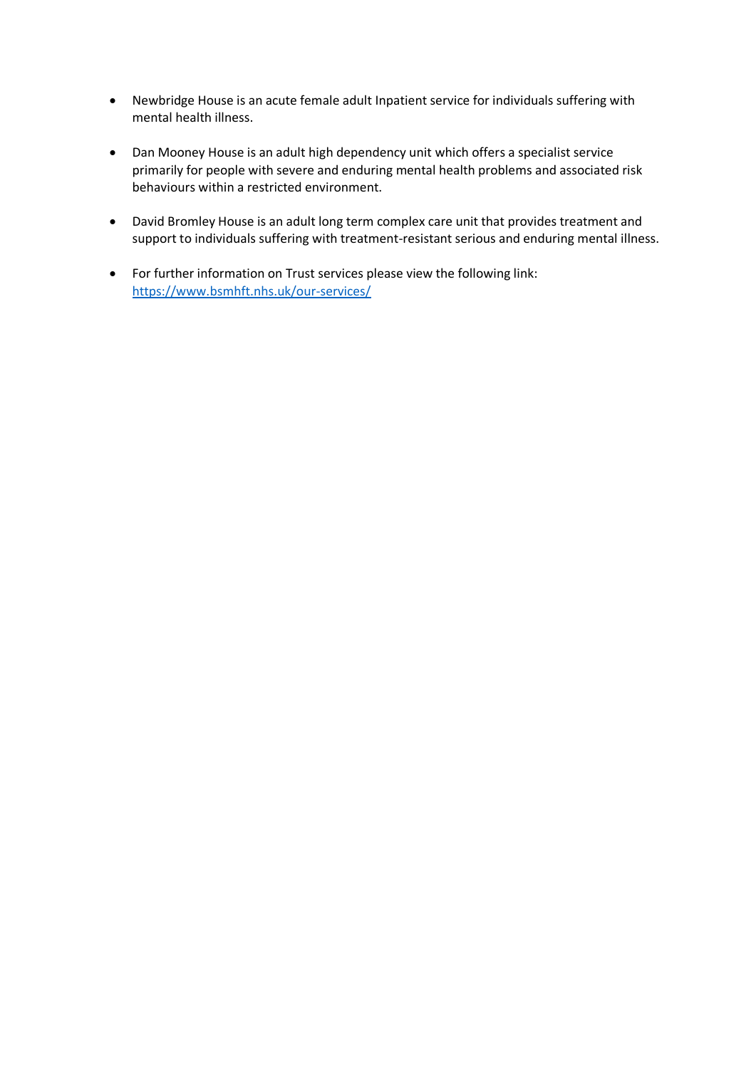- Newbridge House is an acute female adult Inpatient service for individuals suffering with mental health illness.

- Dan Mooney House is an adult high dependency unit which offers a specialist service primarily for people with severe and enduring mental health problems and associated risk behaviours within a restricted environment.

- David Bromley House is an adult long term complex care unit that provides treatment and support to individuals suffering with treatment-resistant serious and enduring mental illness.

- For further information on Trust services please view the following link: [https://www.bsmhft.nhs.uk/our-services/](https://www.bsmhft.nhs.uk/our-services/)